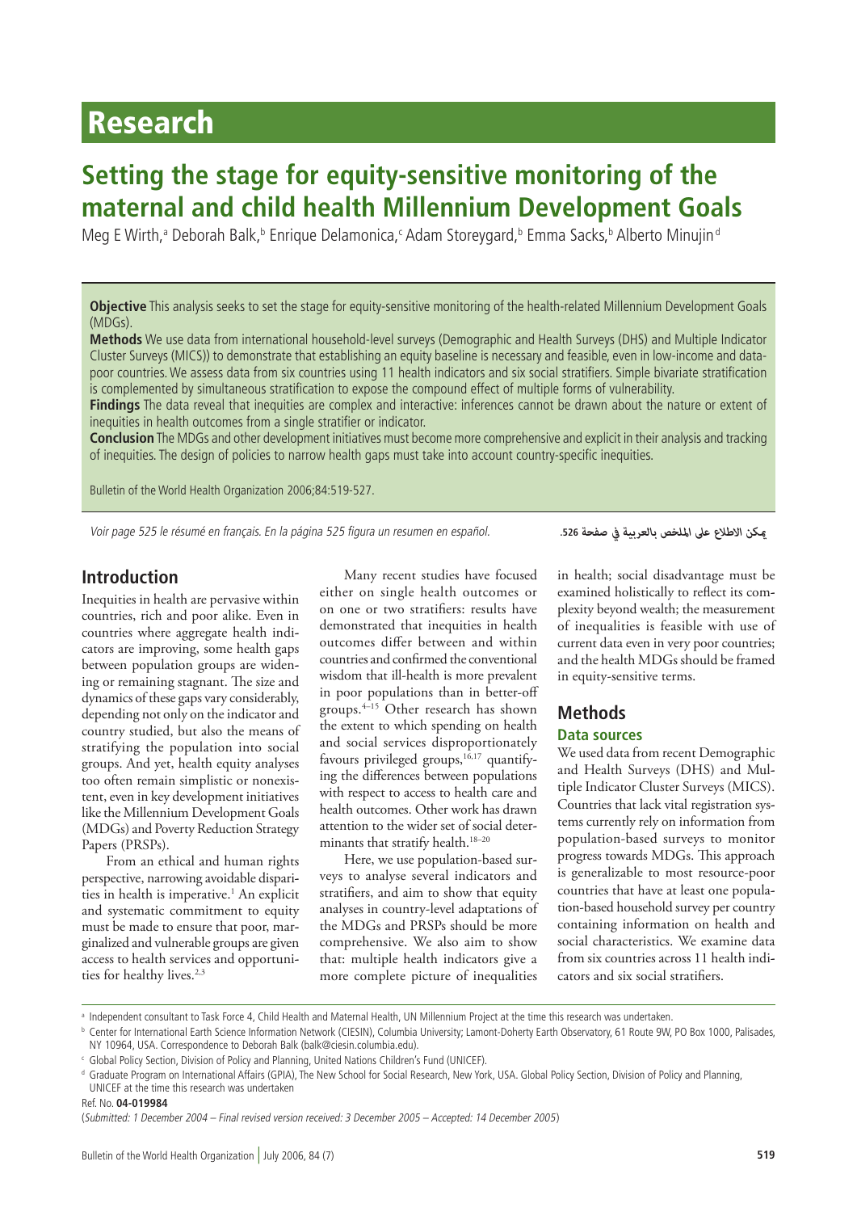# Research

# Setting the stage for equity-sensitive monitoring of the maternal and child health Millennium Development Goals

Meg E Wirth,[a] Deborah Balk,[b] Enrique Delamonica,[c] Adam Storeygard,[b] Emma Sacks,[b] Alberto Minujin[d]

**Objective** This analysis seeks to set the stage for equity-sensitive monitoring of the health-related Millennium Development Goals (MDGs).

**Methods** We use data from international household-level surveys (Demographic and Health Surveys (DHS) and Multiple Indicator Cluster Surveys (MICS)) to demonstrate that establishing an equity baseline is necessary and feasible, even in low-income and data-poor countries. We assess data from six countries using 11 health indicators and six social stratifiers. Simple bivariate stratification is complemented by simultaneous stratification to expose the compound effect of multiple forms of vulnerability.

**Findings** The data reveal that inequities are complex and interactive: inferences cannot be drawn about the nature or extent of inequities in health outcomes from a single stratifier or indicator.

**Conclusion** The MDGs and other development initiatives must become more comprehensive and explicit in their analysis and tracking of inequities. The design of policies to narrow health gaps must take into account country-specific inequities.

Bulletin of the World Health Organization 2006;84:519-527.

*Voir page 525 le résumé en français. En la página 525 figura un resumen en español.*

يمكن الاطلاع على الملخص بالعربية في صفحة 526.

## Introduction

Inequities in health are pervasive within countries, rich and poor alike. Even in countries where aggregate health indicators are improving, some health gaps between population groups are widening or remaining stagnant. The size and dynamics of these gaps vary considerably, depending not only on the indicator and country studied, but also the means of stratifying the population into social groups. And yet, health equity analyses too often remain simplistic or nonexistent, even in key development initiatives like the Millennium Development Goals (MDGs) and Poverty Reduction Strategy Papers (PRSPs).

From an ethical and human rights perspective, narrowing avoidable disparities in health is imperative.[1] An explicit and systematic commitment to equity must be made to ensure that poor, marginalized and vulnerable groups are given access to health services and opportunities for healthy lives.[2,3]

Many recent studies have focused either on single health outcomes or on one or two stratifiers: results have demonstrated that inequities in health outcomes differ between and within countries and confirmed the conventional wisdom that ill-health is more prevalent in poor populations than in better-off groups.[4–15] Other research has shown the extent to which spending on health and social services disproportionately favours privileged groups,[16,17] quantifying the differences between populations with respect to access to health care and health outcomes. Other work has drawn attention to the wider set of social determinants that stratify health.[18–20]

Here, we use population-based surveys to analyse several indicators and stratifiers, and aim to show that equity analyses in country-level adaptations of the MDGs and PRSPs should be more comprehensive. We also aim to show that: multiple health indicators give a more complete picture of inequalities in health; social disadvantage must be examined holistically to reflect its complexity beyond wealth; the measurement of inequalities is feasible with use of current data even in very poor countries; and the health MDGs should be framed in equity-sensitive terms.

## Methods

### Data sources

We used data from recent Demographic and Health Surveys (DHS) and Multiple Indicator Cluster Surveys (MICS). Countries that lack vital registration systems currently rely on information from population-based surveys to monitor progress towards MDGs. This approach is generalizable to most resource-poor countries that have at least one population-based household survey per country containing information on health and social characteristics. We examine data from six countries across 11 health indicators and six social stratifiers.

[a] Independent consultant to Task Force 4, Child Health and Maternal Health, UN Millennium Project at the time this research was undertaken.

[b] Center for International Earth Science Information Network (CIESIN), Columbia University; Lamont-Doherty Earth Observatory, 61 Route 9W, PO Box 1000, Palisades, NY 10964, USA. Correspondence to Deborah Balk (balk@ciesin.columbia.edu).

[c] Global Policy Section, Division of Policy and Planning, United Nations Children's Fund (UNICEF).

[d] Graduate Program on International Affairs (GPIA), The New School for Social Research, New York, USA. Global Policy Section, Division of Policy and Planning, UNICEF at the time this research was undertaken

Ref. No. **04-019984**

(*Submitted: 1 December 2004 – Final revised version received: 3 December 2005 – Accepted: 14 December 2005*)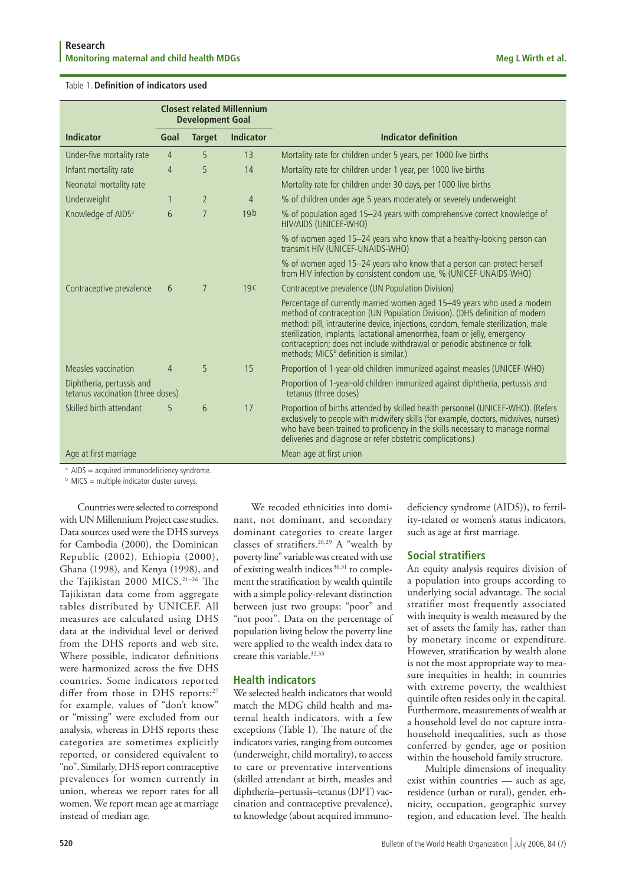Table 1. **Definition of indicators used**

| Indicator | Closest related Millennium Development Goal | | | Indicator definition |
|---|---|---|---|---|
| | Goal | Target | Indicator | |
| Under-five mortality rate | 4 | 5 | 13 | Mortality rate for children under 5 years, per 1000 live births |
| Infant mortality rate | 4 | 5 | 14 | Mortality rate for children under 1 year, per 1000 live births |
| Neonatal mortality rate | | | | Mortality rate for children under 30 days, per 1000 live births |
| Underweight | 1 | 2 | 4 | % of children under age 5 years moderately or severely underweight |
| Knowledge of AIDS[a] | 6 | 7 | 19b | % of population aged 15–24 years with comprehensive correct knowledge of HIV/AIDS (UNICEF-WHO) |
| | | | | % of women aged 15–24 years who know that a healthy-looking person can transmit HIV (UNICEF-UNAIDS-WHO) |
| | | | | % of women aged 15–24 years who know that a person can protect herself from HIV infection by consistent condom use, % (UNICEF-UNAIDS-WHO) |
| Contraceptive prevalence | 6 | 7 | 19c | Contraceptive prevalence (UN Population Division) |
| | | | | Percentage of currently married women aged 15–49 years who used a modern method of contraception (UN Population Division). (DHS definition of modern method: pill, intrauterine device, injections, condom, female sterilization, male sterilization, implants, lactational amenorrhea, foam or jelly, emergency contraception; does not include withdrawal or periodic abstinence or folk methods; MICS[b] definition is similar.) |
| Measles vaccination | 4 | 5 | 15 | Proportion of 1-year-old children immunized against measles (UNICEF-WHO) |
| Diphtheria, pertussis and tetanus vaccination (three doses) | | | | Proportion of 1-year-old children immunized against diphtheria, pertussis and tetanus (three doses) |
| Skilled birth attendant | 5 | 6 | 17 | Proportion of births attended by skilled health personnel (UNICEF-WHO). (Refers exclusively to people with midwifery skills (for example, doctors, midwives, nurses) who have been trained to proficiency in the skills necessary to manage normal deliveries and diagnose or refer obstetric complications.) |
| Age at first marriage | | | | Mean age at first union |

[a] AIDS = acquired immunodeficiency syndrome.

[b] MICS = multiple indicator cluster surveys.

Countries were selected to correspond with UN Millennium Project case studies. Data sources used were the DHS surveys for Cambodia (2000), the Dominican Republic (2002), Ethiopia (2000), Ghana (1998), and Kenya (1998), and the Tajikistan 2000 MICS.[21–26] The Tajikistan data come from aggregate tables distributed by UNICEF. All measures are calculated using DHS data at the individual level or derived from the DHS reports and web site. Where possible, indicator definitions were harmonized across the five DHS countries. Some indicators reported differ from those in DHS reports:[27] for example, values of "don't know" or "missing" were excluded from our analysis, whereas in DHS reports these categories are sometimes explicitly reported, or considered equivalent to "no". Similarly, DHS report contraceptive prevalences for women currently in union, whereas we report rates for all women. We report mean age at marriage instead of median age.

We recoded ethnicities into dominant, not dominant, and secondary dominant categories to create larger classes of stratifiers.[28,29] A "wealth by poverty line" variable was created with use of existing wealth indices[30,31] to complement the stratification by wealth quintile with a simple policy-relevant distinction between just two groups: "poor" and "not poor". Data on the percentage of population living below the poverty line were applied to the wealth index data to create this variable.[32,33]

## Health indicators

We selected health indicators that would match the MDG child health and maternal health indicators, with a few exceptions (Table 1). The nature of the indicators varies, ranging from outcomes (underweight, child mortality), to access to care or preventative interventions (skilled attendant at birth, measles and diphtheria–pertussis–tetanus (DPT) vaccination and contraceptive prevalence), to knowledge (about acquired immunodeficiency syndrome (AIDS)), to fertility-related or women's status indicators, such as age at first marriage.

## Social stratifiers

An equity analysis requires division of a population into groups according to underlying social advantage. The social stratifier most frequently associated with inequity is wealth measured by the set of assets the family has, rather than by monetary income or expenditure. However, stratification by wealth alone is not the most appropriate way to measure inequities in health; in countries with extreme poverty, the wealthiest quintile often resides only in the capital. Furthermore, measurements of wealth at a household level do not capture intrahousehold inequalities, such as those conferred by gender, age or position within the household family structure.

Multiple dimensions of inequality exist within countries — such as age, residence (urban or rural), gender, ethnicity, occupation, geographic survey region, and education level. The health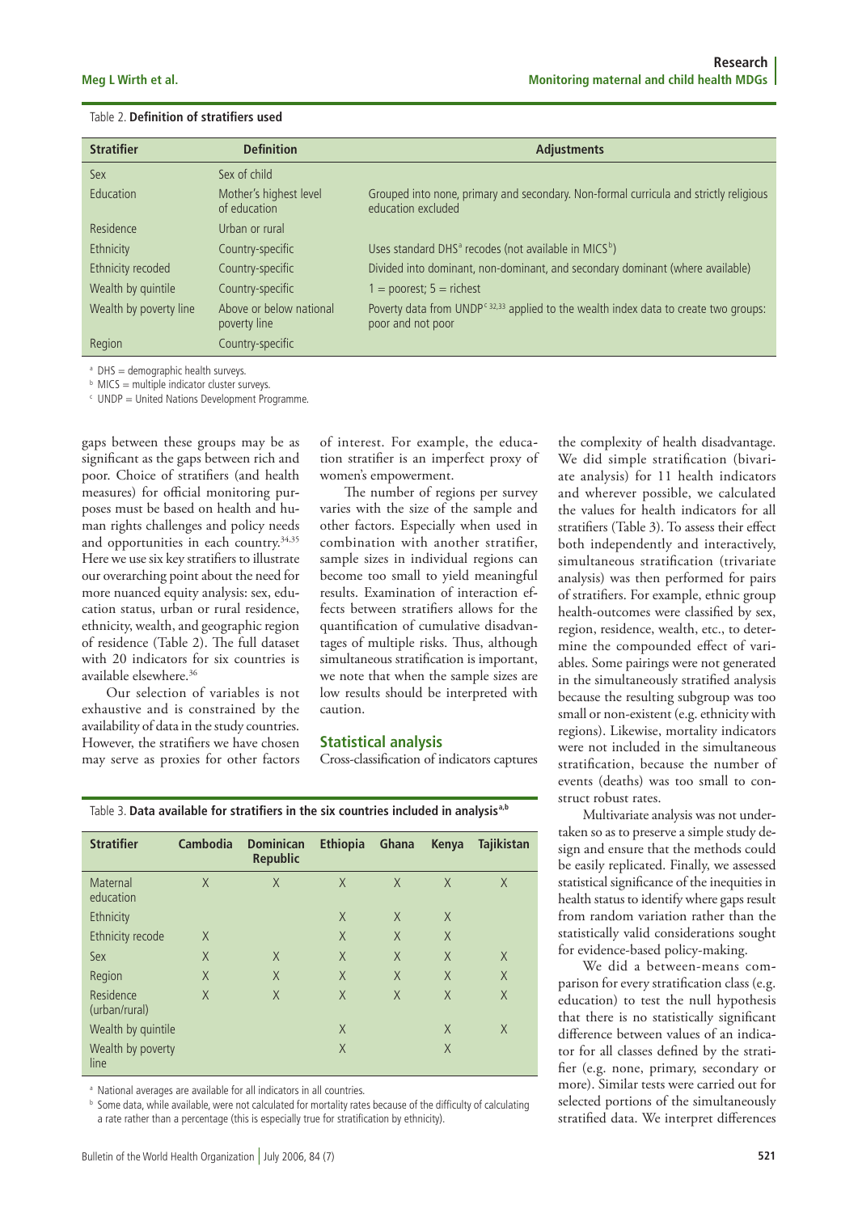Table 2. **Definition of stratifiers used**

| Stratifier | Definition | Adjustments |
|---|---|---|
| Sex | Sex of child | |
| Education | Mother's highest level of education | Grouped into none, primary and secondary. Non-formal curricula and strictly religious education excluded |
| Residence | Urban or rural | |
| Ethnicity | Country-specific | Uses standard DHS[a] recodes (not available in MICS[b]) |
| Ethnicity recoded | Country-specific | Divided into dominant, non-dominant, and secondary dominant (where available) |
| Wealth by quintile | Country-specific | 1 = poorest; 5 = richest |
| Wealth by poverty line | Above or below national poverty line | Poverty data from UNDP[c 32,33] applied to the wealth index data to create two groups: poor and not poor |
| Region | Country-specific | |

[a] DHS = demographic health surveys.
[b] MICS = multiple indicator cluster surveys.
[c] UNDP = United Nations Development Programme.

gaps between these groups may be as significant as the gaps between rich and poor. Choice of stratifiers (and health measures) for official monitoring purposes must be based on health and human rights challenges and policy needs and opportunities in each country.[34,35] Here we use six key stratifiers to illustrate our overarching point about the need for more nuanced equity analysis: sex, education status, urban or rural residence, ethnicity, wealth, and geographic region of residence (Table 2). The full dataset with 20 indicators for six countries is available elsewhere.[36]

Our selection of variables is not exhaustive and is constrained by the availability of data in the study countries. However, the stratifiers we have chosen may serve as proxies for other factors of interest. For example, the education stratifier is an imperfect proxy of women's empowerment.

The number of regions per survey varies with the size of the sample and other factors. Especially when used in combination with another stratifier, sample sizes in individual regions can become too small to yield meaningful results. Examination of interaction effects between stratifiers allows for the quantification of cumulative disadvantages of multiple risks. Thus, although simultaneous stratification is important, we note that when the sample sizes are low results should be interpreted with caution.

## Statistical analysis

Cross-classification of indicators captures the complexity of health disadvantage. We did simple stratification (bivariate analysis) for 11 health indicators and wherever possible, we calculated the values for health indicators for all stratifiers (Table 3). To assess their effect both independently and interactively, simultaneous stratification (trivariate analysis) was then performed for pairs of stratifiers. For example, ethnic group health-outcomes were classified by sex, region, residence, wealth, etc., to determine the compounded effect of variables. Some pairings were not generated in the simultaneously stratified analysis because the resulting subgroup was too small or non-existent (e.g. ethnicity with regions). Likewise, mortality indicators were not included in the simultaneous stratification, because the number of events (deaths) was too small to construct robust rates.

Multivariate analysis was not undertaken so as to preserve a simple study design and ensure that the methods could be easily replicated. Finally, we assessed statistical significance of the inequities in health status to identify where gaps result from random variation rather than the statistically valid considerations sought for evidence-based policy-making.

We did a between-means comparison for every stratification class (e.g. education) to test the null hypothesis that there is no statistically significant difference between values of an indicator for all classes defined by the stratifier (e.g. none, primary, secondary or more). Similar tests were carried out for selected portions of the simultaneously stratified data. We interpret differences

Table 3. **Data available for stratifiers in the six countries included in analysis**[a,b]

| Stratifier | Cambodia | Dominican Republic | Ethiopia | Ghana | Kenya | Tajikistan |
|---|---|---|---|---|---|---|
| Maternal education | X | X | X | X | X | X |
| Ethnicity | | | X | X | X | |
| Ethnicity recode | X | | X | X | X | |
| Sex | X | X | X | X | X | X |
| Region | X | X | X | X | X | X |
| Residence (urban/rural) | X | X | X | X | X | X |
| Wealth by quintile | | | X | | X | X |
| Wealth by poverty line | | | X | | X | |

[a] National averages are available for all indicators in all countries.
[b] Some data, while available, were not calculated for mortality rates because of the difficulty of calculating a rate rather than a percentage (this is especially true for stratification by ethnicity).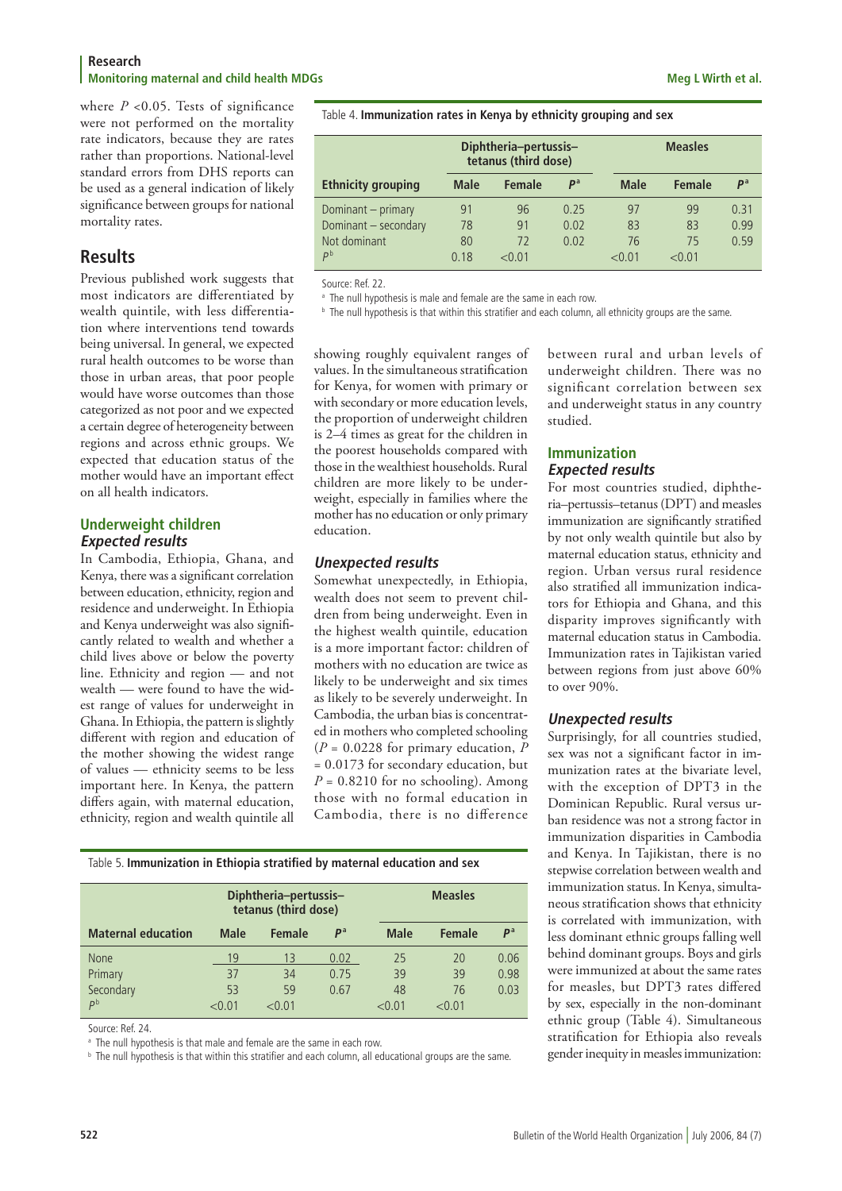where $P < 0.05$. Tests of significance were not performed on the mortality rate indicators, because they are rates rather than proportions. National-level standard errors from DHS reports can be used as a general indication of likely significance between groups for national mortality rates.

## Results

Previous published work suggests that most indicators are differentiated by wealth quintile, with less differentiation where interventions tend towards being universal. In general, we expected rural health outcomes to be worse than those in urban areas, that poor people would have worse outcomes than those categorized as not poor and we expected a certain degree of heterogeneity between regions and across ethnic groups. We expected that education status of the mother would have an important effect on all health indicators.

### Underweight children

#### *Expected results*

In Cambodia, Ethiopia, Ghana, and Kenya, there was a significant correlation between education, ethnicity, region and residence and underweight. In Ethiopia and Kenya underweight was also significantly related to wealth and whether a child lives above or below the poverty line. Ethnicity and region — and not wealth — were found to have the widest range of values for underweight in Ghana. In Ethiopia, the pattern is slightly different with region and education of the mother showing the widest range of values — ethnicity seems to be less important here. In Kenya, the pattern differs again, with maternal education, ethnicity, region and wealth quintile all showing roughly equivalent ranges of values. In the simultaneous stratification for Kenya, for women with primary or with secondary or more education levels, the proportion of underweight children is 2–4 times as great for the children in the poorest households compared with those in the wealthiest households. Rural children are more likely to be underweight, especially in families where the mother has no education or only primary education.

#### *Unexpected results*

Somewhat unexpectedly, in Ethiopia, wealth does not seem to prevent children from being underweight. Even in the highest wealth quintile, education is a more important factor: children of mothers with no education are twice as likely to be underweight and six times as likely to be severely underweight. In Cambodia, the urban bias is concentrated in mothers who completed schooling ($P = 0.0228$ for primary education, $P = 0.0173$ for secondary education, but $P = 0.8210$ for no schooling). Among those with no formal education in Cambodia, there is no difference between rural and urban levels of underweight children. There was no significant correlation between sex and underweight status in any country studied.

### Immunization

#### *Expected results*

For most countries studied, diphtheria–pertussis–tetanus (DPT) and measles immunization are significantly stratified by not only wealth quintile but also by maternal education status, ethnicity and region. Urban versus rural residence also stratified all immunization indicators for Ethiopia and Ghana, and this disparity improves significantly with maternal education status in Cambodia. Immunization rates in Tajikistan varied between regions from just above 60% to over 90%.

#### *Unexpected results*

Surprisingly, for all countries studied, sex was not a significant factor in immunization rates at the bivariate level, with the exception of DPT3 in the Dominican Republic. Rural versus urban residence was not a strong factor in immunization disparities in Cambodia and Kenya. In Tajikistan, there is no stepwise correlation between wealth and immunization status. In Kenya, simultaneous stratification shows that ethnicity is correlated with immunization, with less dominant ethnic groups falling well behind dominant groups. Boys and girls were immunized at about the same rates for measles, but DPT3 rates differed by sex, especially in the non-dominant ethnic group (Table 4). Simultaneous stratification for Ethiopia also reveals gender inequity in measles immunization:

Table 4. **Immunization rates in Kenya by ethnicity grouping and sex**

| | Diphtheria–pertussis–tetanus (third dose) | | | Measles | | |
|---|---|---|---|---|---|---|
| **Ethnicity grouping** | **Male** | **Female** | **$P^a$** | **Male** | **Female** | **$P^a$** |
| Dominant – primary | 91 | 96 | 0.25 | 97 | 99 | 0.31 |
| Dominant – secondary | 78 | 91 | 0.02 | 83 | 83 | 0.99 |
| Not dominant | 80 | 72 | 0.02 | 76 | 75 | 0.59 |
| $P^b$ | 0.18 | <0.01 | | <0.01 | <0.01 | |

Source: Ref. 22.

[a] The null hypothesis is male and female are the same in each row.

[b] The null hypothesis is that within this stratifier and each column, all ethnicity groups are the same.

Table 5. **Immunization in Ethiopia stratified by maternal education and sex**

| | Diphtheria–pertussis–tetanus (third dose) | | | Measles | | |
|---|---|---|---|---|---|---|
| **Maternal education** | **Male** | **Female** | **$P^a$** | **Male** | **Female** | **$P^a$** |
| None | 19 | 13 | 0.02 | 25 | 20 | 0.06 |
| Primary | 37 | 34 | 0.75 | 39 | 39 | 0.98 |
| Secondary | 53 | 59 | 0.67 | 48 | 76 | 0.03 |
| $P^b$ | <0.01 | <0.01 | | <0.01 | <0.01 | |

Source: Ref. 24.

[a] The null hypothesis is that male and female are the same in each row.

[b] The null hypothesis is that within this stratifier and each column, all educational groups are the same.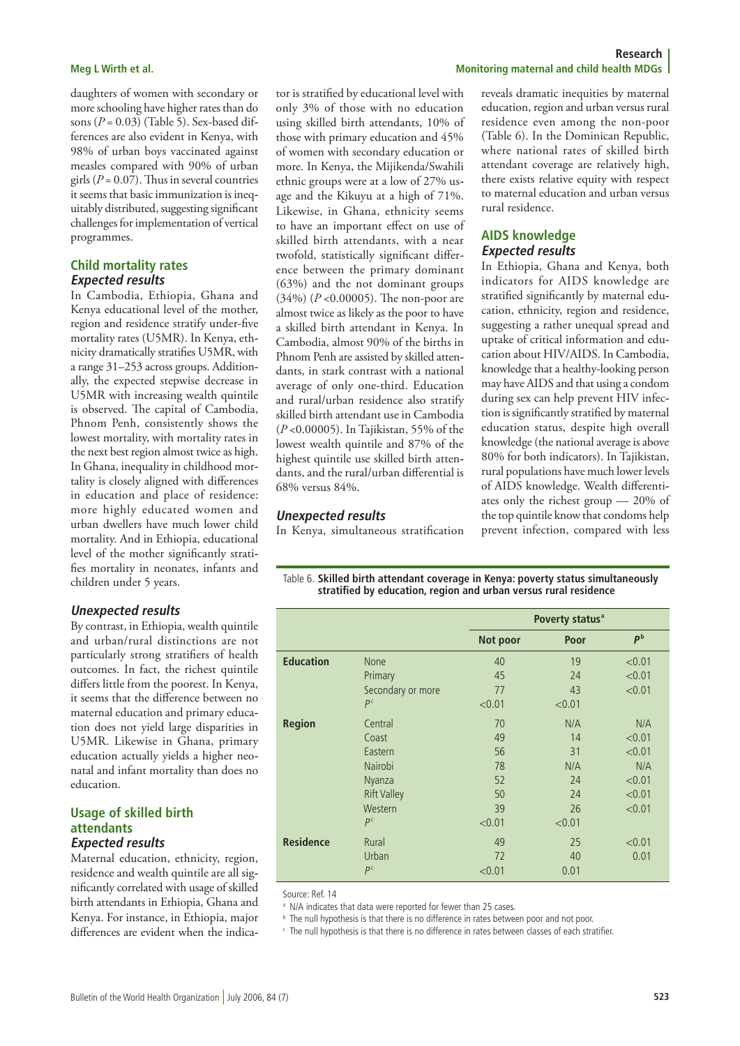daughters of women with secondary or more schooling have higher rates than do sons ($P = 0.03$) (Table 5). Sex-based differences are also evident in Kenya, with 98% of urban boys vaccinated against measles compared with 90% of urban girls ($P = 0.07$). Thus in several countries it seems that basic immunization is inequitably distributed, suggesting significant challenges for implementation of vertical programmes.

## Child mortality rates

### *Expected results*

In Cambodia, Ethiopia, Ghana and Kenya educational level of the mother, region and residence stratify under-five mortality rates (U5MR). In Kenya, ethnicity dramatically stratifies U5MR, with a range 31–253 across groups. Additionally, the expected stepwise decrease in U5MR with increasing wealth quintile is observed. The capital of Cambodia, Phnom Penh, consistently shows the lowest mortality, with mortality rates in the next best region almost twice as high. In Ghana, inequality in childhood mortality is closely aligned with differences in education and place of residence: more highly educated women and urban dwellers have much lower child mortality. And in Ethiopia, educational level of the mother significantly stratifies mortality in neonates, infants and children under 5 years.

### *Unexpected results*

By contrast, in Ethiopia, wealth quintile and urban/rural distinctions are not particularly strong stratifiers of health outcomes. In fact, the richest quintile differs little from the poorest. In Kenya, it seems that the difference between no maternal education and primary education does not yield large disparities in U5MR. Likewise in Ghana, primary education actually yields a higher neonatal and infant mortality than does no education.

## Usage of skilled birth attendants

### *Expected results*

Maternal education, ethnicity, region, residence and wealth quintile are all significantly correlated with usage of skilled birth attendants in Ethiopia, Ghana and Kenya. For instance, in Ethiopia, major differences are evident when the indicator is stratified by educational level with only 3% of those with no education using skilled birth attendants, 10% of those with primary education and 45% of women with secondary education or more. In Kenya, the Mijikenda/Swahili ethnic groups were at a low of 27% usage and the Kikuyu at a high of 71%. Likewise, in Ghana, ethnicity seems to have an important effect on use of skilled birth attendants, with a near twofold, statistically significant difference between the primary dominant (63%) and the not dominant groups (34%) ($P < 0.00005$). The non-poor are almost twice as likely as the poor to have a skilled birth attendant in Kenya. In Cambodia, almost 90% of the births in Phnom Penh are assisted by skilled attendants, in stark contrast with a national average of only one-third. Education and rural/urban residence also stratify skilled birth attendant use in Cambodia ($P < 0.00005$). In Tajikistan, 55% of the lowest wealth quintile and 87% of the highest quintile use skilled birth attendants, and the rural/urban differential is 68% versus 84%.

### *Unexpected results*

In Kenya, simultaneous stratification reveals dramatic inequities by maternal education, region and urban versus rural residence even among the non-poor (Table 6). In the Dominican Republic, where national rates of skilled birth attendant coverage are relatively high, there exists relative equity with respect to maternal education and urban versus rural residence.

## AIDS knowledge

### *Expected results*

In Ethiopia, Ghana and Kenya, both indicators for AIDS knowledge are stratified significantly by maternal education, ethnicity, region and residence, suggesting a rather unequal spread and uptake of critical information and education about HIV/AIDS. In Cambodia, knowledge that a healthy-looking person may have AIDS and that using a condom during sex can help prevent HIV infection is significantly stratified by maternal education status, despite high overall knowledge (the national average is above 80% for both indicators). In Tajikistan, rural populations have much lower levels of AIDS knowledge. Wealth differentiates only the richest group — 20% of the top quintile know that condoms help prevent infection, compared with less

Table 6. **Skilled birth attendant coverage in Kenya: poverty status simultaneously stratified by education, region and urban versus rural residence**

| | | Poverty status[a] | | |
|---|---|---|---|---|
| | | Not poor | Poor | $P$[b] |
| **Education** | None | 40 | 19 | <0.01 |
| | Primary | 45 | 24 | <0.01 |
| | Secondary or more | 77 | 43 | <0.01 |
| | $P$[c] | <0.01 | <0.01 | |
| **Region** | Central | 70 | N/A | N/A |
| | Coast | 49 | 14 | <0.01 |
| | Eastern | 56 | 31 | <0.01 |
| | Nairobi | 78 | N/A | N/A |
| | Nyanza | 52 | 24 | <0.01 |
| | Rift Valley | 50 | 24 | <0.01 |
| | Western | 39 | 26 | <0.01 |
| | $P$[c] | <0.01 | <0.01 | |
| **Residence** | Rural | 49 | 25 | <0.01 |
| | Urban | 72 | 40 | 0.01 |
| | $P$[c] | <0.01 | 0.01 | |

Source: Ref. 14

[a] N/A indicates that data were reported for fewer than 25 cases.

[b] The null hypothesis is that there is no difference in rates between poor and not poor.

[c] The null hypothesis is that there is no difference in rates between classes of each stratifier.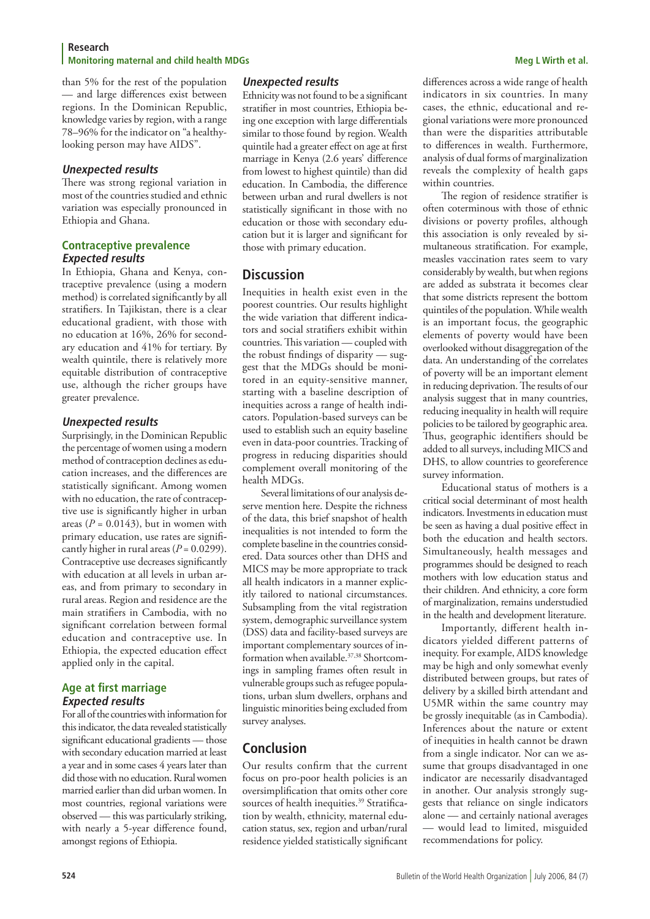than 5% for the rest of the population — and large differences exist between regions. In the Dominican Republic, knowledge varies by region, with a range 78–96% for the indicator on "a healthy-looking person may have AIDS".

#### *Unexpected results*

There was strong regional variation in most of the countries studied and ethnic variation was especially pronounced in Ethiopia and Ghana.

### Contraceptive prevalence

#### *Expected results*

In Ethiopia, Ghana and Kenya, contraceptive prevalence (using a modern method) is correlated significantly by all stratifiers. In Tajikistan, there is a clear educational gradient, with those with no education at 16%, 26% for secondary education and 41% for tertiary. By wealth quintile, there is relatively more equitable distribution of contraceptive use, although the richer groups have greater prevalence.

#### *Unexpected results*

Surprisingly, in the Dominican Republic the percentage of women using a modern method of contraception declines as education increases, and the differences are statistically significant. Among women with no education, the rate of contraceptive use is significantly higher in urban areas ($P = 0.0143$), but in women with primary education, use rates are significantly higher in rural areas ($P = 0.0299$). Contraceptive use decreases significantly with education at all levels in urban areas, and from primary to secondary in rural areas. Region and residence are the main stratifiers in Cambodia, with no significant correlation between formal education and contraceptive use. In Ethiopia, the expected education effect applied only in the capital.

### Age at first marriage

#### *Expected results*

For all of the countries with information for this indicator, the data revealed statistically significant educational gradients — those with secondary education married at least a year and in some cases 4 years later than did those with no education. Rural women married earlier than did urban women. In most countries, regional variations were observed — this was particularly striking, with nearly a 5-year difference found, amongst regions of Ethiopia.

#### *Unexpected results*

Ethnicity was not found to be a significant stratifier in most countries, Ethiopia being one exception with large differentials similar to those found by region. Wealth quintile had a greater effect on age at first marriage in Kenya (2.6 years' difference from lowest to highest quintile) than did education. In Cambodia, the difference between urban and rural dwellers is not statistically significant in those with no education or those with secondary education but it is larger and significant for those with primary education.

## Discussion

Inequities in health exist even in the poorest countries. Our results highlight the wide variation that different indicators and social stratifiers exhibit within countries. This variation — coupled with the robust findings of disparity — suggest that the MDGs should be monitored in an equity-sensitive manner, starting with a baseline description of inequities across a range of health indicators. Population-based surveys can be used to establish such an equity baseline even in data-poor countries. Tracking of progress in reducing disparities should complement overall monitoring of the health MDGs.

Several limitations of our analysis deserve mention here. Despite the richness of the data, this brief snapshot of health inequalities is not intended to form the complete baseline in the countries considered. Data sources other than DHS and MICS may be more appropriate to track all health indicators in a manner explicitly tailored to national circumstances. Subsampling from the vital registration system, demographic surveillance system (DSS) data and facility-based surveys are important complementary sources of information when available.[37,38] Shortcomings in sampling frames often result in vulnerable groups such as refugee populations, urban slum dwellers, orphans and linguistic minorities being excluded from survey analyses.

## Conclusion

Our results confirm that the current focus on pro-poor health policies is an oversimplification that omits other core sources of health inequities.[39] Stratification by wealth, ethnicity, maternal education status, sex, region and urban/rural residence yielded statistically significant differences across a wide range of health indicators in six countries. In many cases, the ethnic, educational and regional variations were more pronounced than were the disparities attributable to differences in wealth. Furthermore, analysis of dual forms of marginalization reveals the complexity of health gaps within countries.

The region of residence stratifier is often coterminous with those of ethnic divisions or poverty profiles, although this association is only revealed by simultaneous stratification. For example, measles vaccination rates seem to vary considerably by wealth, but when regions are added as substrata it becomes clear that some districts represent the bottom quintiles of the population. While wealth is an important focus, the geographic elements of poverty would have been overlooked without disaggregation of the data. An understanding of the correlates of poverty will be an important element in reducing deprivation. The results of our analysis suggest that in many countries, reducing inequality in health will require policies to be tailored by geographic area. Thus, geographic identifiers should be added to all surveys, including MICS and DHS, to allow countries to georeference survey information.

Educational status of mothers is a critical social determinant of most health indicators. Investments in education must be seen as having a dual positive effect in both the education and health sectors. Simultaneously, health messages and programmes should be designed to reach mothers with low education status and their children. And ethnicity, a core form of marginalization, remains understudied in the health and development literature.

Importantly, different health indicators yielded different patterns of inequity. For example, AIDS knowledge may be high and only somewhat evenly distributed between groups, but rates of delivery by a skilled birth attendant and U5MR within the same country may be grossly inequitable (as in Cambodia). Inferences about the nature or extent of inequities in health cannot be drawn from a single indicator. Nor can we assume that groups disadvantaged in one indicator are necessarily disadvantaged in another. Our analysis strongly suggests that reliance on single indicators alone — and certainly national averages — would lead to limited, misguided recommendations for policy.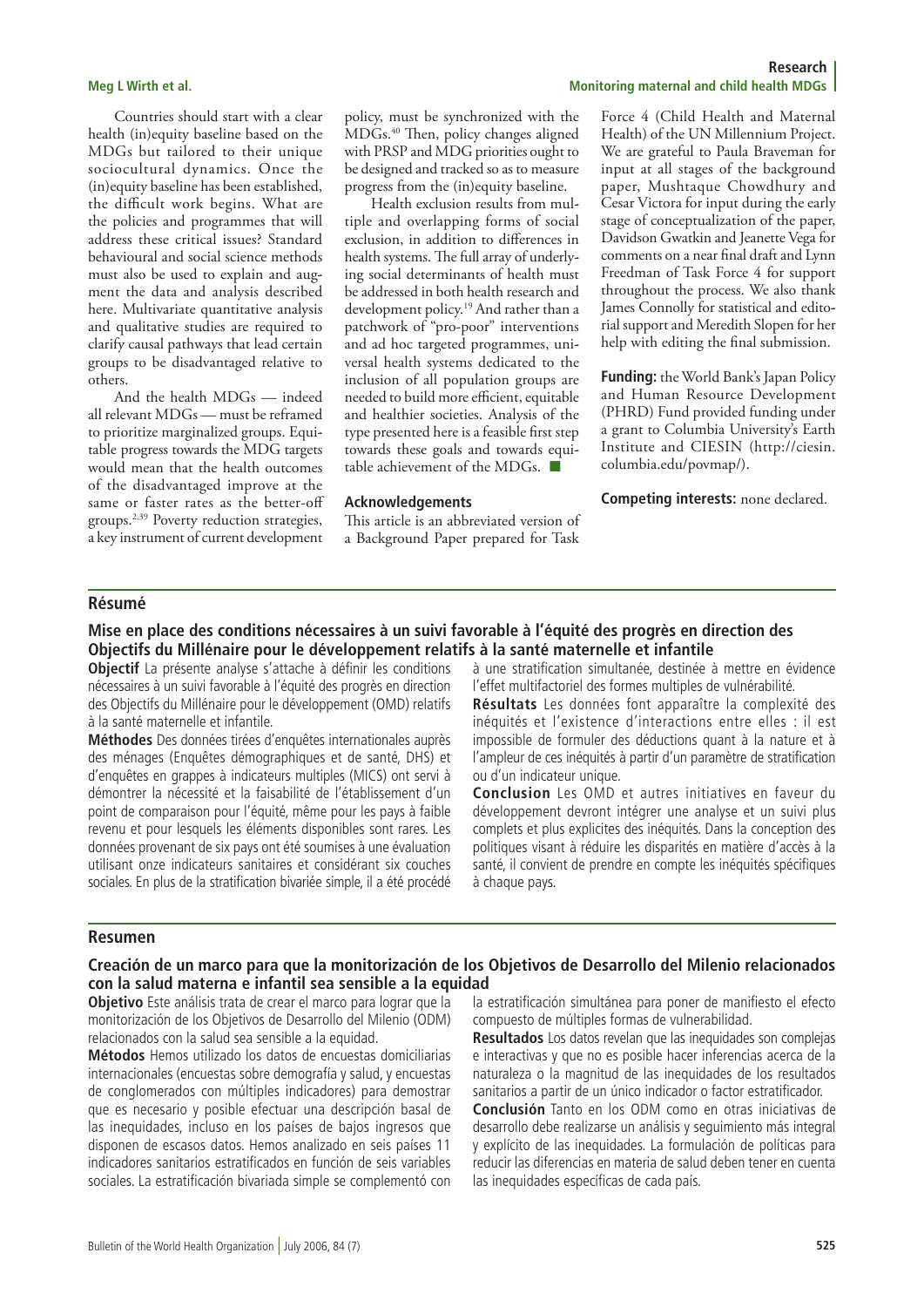Countries should start with a clear health (in)equity baseline based on the MDGs but tailored to their unique sociocultural dynamics. Once the (in)equity baseline has been established, the difficult work begins. What are the policies and programmes that will address these critical issues? Standard behavioural and social science methods must also be used to explain and augment the data and analysis described here. Multivariate quantitative analysis and qualitative studies are required to clarify causal pathways that lead certain groups to be disadvantaged relative to others.

And the health MDGs — indeed all relevant MDGs — must be reframed to prioritize marginalized groups. Equitable progress towards the MDG targets would mean that the health outcomes of the disadvantaged improve at the same or faster rates as the better-off groups.[2,39] Poverty reduction strategies, a key instrument of current development policy, must be synchronized with the MDGs.[40] Then, policy changes aligned with PRSP and MDG priorities ought to be designed and tracked so as to measure progress from the (in)equity baseline.

Health exclusion results from multiple and overlapping forms of social exclusion, in addition to differences in health systems. The full array of underlying social determinants of health must be addressed in both health research and development policy.[19] And rather than a patchwork of "pro-poor" interventions and ad hoc targeted programmes, universal health systems dedicated to the inclusion of all population groups are needed to build more efficient, equitable and healthier societies. Analysis of the type presented here is a feasible first step towards these goals and towards equitable achievement of the MDGs. ■

## Acknowledgements

This article is an abbreviated version of a Background Paper prepared for Task Force 4 (Child Health and Maternal Health) of the UN Millennium Project. We are grateful to Paula Braveman for input at all stages of the background paper, Mushtaque Chowdhury and Cesar Victora for input during the early stage of conceptualization of the paper, Davidson Gwatkin and Jeanette Vega for comments on a near final draft and Lynn Freedman of Task Force 4 for support throughout the process. We also thank James Connolly for statistical and editorial support and Meredith Slopen for her help with editing the final submission.

**Funding:** the World Bank's Japan Policy and Human Resource Development (PHRD) Fund provided funding under a grant to Columbia University's Earth Institute and CIESIN (http://ciesin.columbia.edu/povmap/).

**Competing interests:** none declared.

## Résumé

### Mise en place des conditions nécessaires à un suivi favorable à l'équité des progrès en direction des Objectifs du Millénaire pour le développement relatifs à la santé maternelle et infantile

**Objectif** La présente analyse s'attache à définir les conditions nécessaires à un suivi favorable à l'équité des progrès en direction des Objectifs du Millénaire pour le développement (OMD) relatifs à la santé maternelle et infantile.

**Méthodes** Des données tirées d'enquêtes internationales auprès des ménages (Enquêtes démographiques et de santé, DHS) et d'enquêtes en grappes à indicateurs multiples (MICS) ont servi à démontrer la nécessité et la faisabilité de l'établissement d'un point de comparaison pour l'équité, même pour les pays à faible revenu et pour lesquels les éléments disponibles sont rares. Les données provenant de six pays ont été soumises à une évaluation utilisant onze indicateurs sanitaires et considérant six couches sociales. En plus de la stratification bivariée simple, il a été procédé à une stratification simultanée, destinée à mettre en évidence l'effet multifactoriel des formes multiples de vulnérabilité.

**Résultats** Les données font apparaître la complexité des inéquités et l'existence d'interactions entre elles : il est impossible de formuler des déductions quant à la nature et à l'ampleur de ces inéquités à partir d'un paramètre de stratification ou d'un indicateur unique.

**Conclusion** Les OMD et autres initiatives en faveur du développement devront intégrer une analyse et un suivi plus complets et plus explicites des inéquités. Dans la conception des politiques visant à réduire les disparités en matière d'accès à la santé, il convient de prendre en compte les inéquités spécifiques à chaque pays.

## Resumen

### Creación de un marco para que la monitorización de los Objetivos de Desarrollo del Milenio relacionados con la salud materna e infantil sea sensible a la equidad

**Objetivo** Este análisis trata de crear el marco para lograr que la monitorización de los Objetivos de Desarrollo del Milenio (ODM) relacionados con la salud sea sensible a la equidad.

**Métodos** Hemos utilizado los datos de encuestas domiciliarias internacionales (encuestas sobre demografía y salud, y encuestas de conglomerados con múltiples indicadores) para demostrar que es necesario y posible efectuar una descripción basal de las inequidades, incluso en los países de bajos ingresos que disponen de escasos datos. Hemos analizado en seis países 11 indicadores sanitarios estratificados en función de seis variables sociales. La estratificación bivariada simple se complementó con la estratificación simultánea para poner de manifiesto el efecto compuesto de múltiples formas de vulnerabilidad.

**Resultados** Los datos revelan que las inequidades son complejas e interactivas y que no es posible hacer inferencias acerca de la naturaleza o la magnitud de las inequidades de los resultados sanitarios a partir de un único indicador o factor estratificador.

**Conclusión** Tanto en los ODM como en otras iniciativas de desarrollo debe realizarse un análisis y seguimiento más integral y explícito de las inequidades. La formulación de políticas para reducir las diferencias en materia de salud deben tener en cuenta las inequidades específicas de cada país.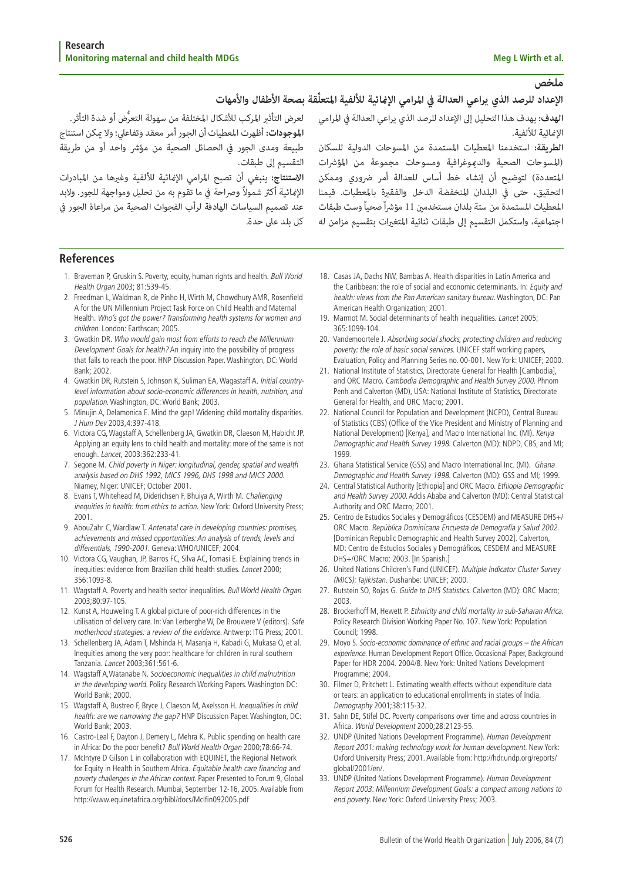## ملخص

### الإعداد للرصد الذي يراعي العدالة في المرامي الإنمائية للألفية المتعلِّقة بصحة الأطفال والأمهات

**الهدف:** يهدف هذا التحليل إلى الإعداد للرصد الذي يراعي العدالة في المرامي الإنمائية للألفية.

**الطريقة:** استخدمنا المعطيات المستمدة من المسوحات الدولية للسكان (المسوحات الصحية والديموغرافية ومسوحات مجموعة من المؤشرات المتعددة) لتوضيح أن إنشاء خط أساس للعدالة أمر ضروري وممكن التحقيق، حتى في البلدان المنخفضة الدخل والفقيرة بالمعطيات. قيمنا المعطيات المستمدة من ستة بلدان مستخدمين 11 مؤشراً صحياً وست طبقات اجتماعية، واستكمل التقسيم إلى طبقات ثنائية المتغيرات بتقسيم مزامن له لعرض التأثير المركب للأشكال المختلفة من سهولة التعرُّض أو شدة التأثر.

**الموجودات:** أظهرت المعطيات أن الجور أمر معقد وتفاعلي؛ ولا يمكن استنتاج طبيعة ومدى الجور في الحصائل الصحية من مؤشر واحد أو من طريقة التقسيم إلى طبقات.

**الاستنتاج:** ينبغي أن تصبح المرامي الإنمائية للألفية وغيرها من المبادرات الإنمائية أكثر شمولاً وصراحة في ما تقوم به من تحليل ومواجهة للجور. ولابد عند تصميم السياسات الهادفة لرأب الفجوات الصحية من مراعاة الجور في كل بلد على حدة.

## References

1. Braveman P, Gruskin S. Poverty, equity, human rights and health. *Bull World Health Organ* 2003; 81:539-45.
2. Freedman L, Waldman R, de Pinho H, Wirth M, Chowdhury AMR, Rosenfield A for the UN Millennium Project Task Force on Child Health and Maternal Health. *Who's got the power? Transforming health systems for women and children.* London: Earthscan; 2005.
3. Gwatkin DR. *Who would gain most from efforts to reach the Millennium Development Goals for health?* An inquiry into the possibility of progress that fails to reach the poor. HNP Discussion Paper. Washington, DC: World Bank; 2002.
4. Gwatkin DR, Rutstein S, Johnson K, Suliman EA, Wagastaff A. *Initial country-level information about socio-economic differences in health, nutrition, and population.* Washington, DC: World Bank; 2003.
5. Minujin A, Delamonica E. Mind the gap! Widening child mortality disparities. *J Hum Dev* 2003,4:397-418.
6. Victora CG, Wagstaff A, Schellenberg JA, Gwatkin DR, Claeson M, Habicht JP. Applying an equity lens to child health and mortality: more of the same is not enough. *Lancet*, 2003:362:233-41.
7. Segone M. *Child poverty in Niger: longitudinal, gender, spatial and wealth analysis based on DHS 1992, MICS 1996, DHS 1998 and MICS 2000.* Niamey, Niger: UNICEF; October 2001.
8. Evans T, Whitehead M, Diderichsen F, Bhuiya A, Wirth M. *Challenging inequities in health: from ethics to action.* New York: Oxford University Press; 2001.
9. AbouZahr C, Wardlaw T. *Antenatal care in developing countries: promises, achievements and missed opportunities: An analysis of trends, levels and differentials, 1990-2001.* Geneva: WHO/UNICEF; 2004.
10. Victora CG, Vaughan, JP, Barros FC, Silva AC, Tomasi E. Explaining trends in inequities: evidence from Brazilian child health studies. *Lancet* 2000; 356:1093-8.
11. Wagstaff A. Poverty and health sector inequalities. *Bull World Health Organ* 2003;80:97-105.
12. Kunst A, Houweling T. A global picture of poor-rich differences in the utilisation of delivery care. In: Van Lerberghe W, De Brouwere V (editors). *Safe motherhood strategies: a review of the evidence.* Antwerp: ITG Press; 2001.
13. Schellenberg JA, Adam T, Mshinda H, Masanja H, Kabadi G, Mukasa O, et al. Inequities among the very poor: healthcare for children in rural southern Tanzania. *Lancet* 2003;361:561-6.
14. Wagstaff A,Watanabe N. *Socioeconomic inequalities in child malnutrition in the developing world.* Policy Research Working Papers. Washington DC: World Bank; 2000.
15. Wagstaff A, Bustreo F, Bryce J, Claeson M, Axelsson H. *Inequalities in child health: are we narrowing the gap?* HNP Discussion Paper. Washington, DC: World Bank; 2003.
16. Castro-Leal F, Dayton J, Demery L, Mehra K. Public spending on health care in Africa: Do the poor benefit? *Bull World Health Organ* 2000;78:66-74.
17. McIntyre D Gilson L in collaboration with EQUINET, the Regional Network for Equity in Health in Southern Africa. *Equitable health care financing and poverty challenges in the African context.* Paper Presented to Forum 9, Global Forum for Health Research. Mumbai, September 12-16, 2005. Available from http://www.equinetafrica.org/bibl/docs/McIfin092005.pdf
18. Casas JA, Dachs NW, Bambas A. Health disparities in Latin America and the Caribbean: the role of social and economic determinants. In: *Equity and health: views from the Pan American sanitary bureau.* Washington, DC: Pan American Health Organization; 2001.
19. Marmot M. Social determinants of health inequalities. *Lancet* 2005; 365:1099-104.
20. Vandemoortele J. *Absorbing social shocks, protecting children and reducing poverty: the role of basic social services.* UNICEF staff working papers, Evaluation, Policy and Planning Series no. 00-001. New York: UNICEF; 2000.
21. National Institute of Statistics, Directorate General for Health [Cambodia], and ORC Macro. *Cambodia Demographic and Health Survey 2000.* Phnom Penh and Calverton (MD), USA: National Institute of Statistics, Directorate General for Health, and ORC Macro; 2001.
22. National Council for Population and Development (NCPD), Central Bureau of Statistics (CBS) (Office of the Vice President and Ministry of Planning and National Development) [Kenya], and Macro International Inc. (MI). *Kenya Demographic and Health Survey 1998.* Calverton (MD): NDPD, CBS, and MI; 1999.
23. Ghana Statistical Service (GSS) and Macro International Inc. (MI). *Ghana Demographic and Health Survey 1998.* Calverton (MD): GSS and MI; 1999.
24. Central Statistical Authority [Ethiopia] and ORC Macro. *Ethiopia Demographic and Health Survey 2000.* Addis Ababa and Calverton (MD): Central Statistical Authority and ORC Macro; 2001.
25. Centro de Estudios Sociales y Demográficos (CESDEM) and MEASURE DHS+/ ORC Macro. *República Dominicana Encuesta de Demografía y Salud 2002.* [Dominican Republic Demographic and Health Survey 2002]. Calverton, MD: Centro de Estudios Sociales y Demográficos, CESDEM and MEASURE DHS+/ORC Macro; 2003. [In Spanish.]
26. United Nations Children's Fund (UNICEF). *Multiple Indicator Cluster Survey (MICS): Tajikistan.* Dushanbe: UNICEF; 2000.
27. Rutstein SO, Rojas G. *Guide to DHS Statistics.* Calverton (MD): ORC Macro; 2003.
28. Brockerhoff M, Hewett P. *Ethnicity and child mortality in sub-Saharan Africa.* Policy Research Division Working Paper No. 107. New York: Population Council; 1998.
29. Moyo S. *Socio-economic dominance of ethnic and racial groups – the African experience.* Human Development Report Office. Occasional Paper, Background Paper for HDR 2004. 2004/8. New York: United Nations Development Programme; 2004.
30. Filmer D, Pritchett L. Estimating wealth effects without expenditure data or tears: an application to educational enrollments in states of India. *Demography* 2001;38:115-32.
31. Sahn DE, Stifel DC. Poverty comparisons over time and across countries in Africa. *World Development* 2000;28:2123-55.
32. UNDP (United Nations Development Programme). *Human Development Report 2001: making technology work for human development.* New York: Oxford University Press; 2001. Available from: http://hdr.undp.org/reports/global/2001/en/.
33. UNDP (United Nations Development Programme). *Human Development Report 2003: Millennium Development Goals: a compact among nations to end poverty.* New York: Oxford University Press; 2003.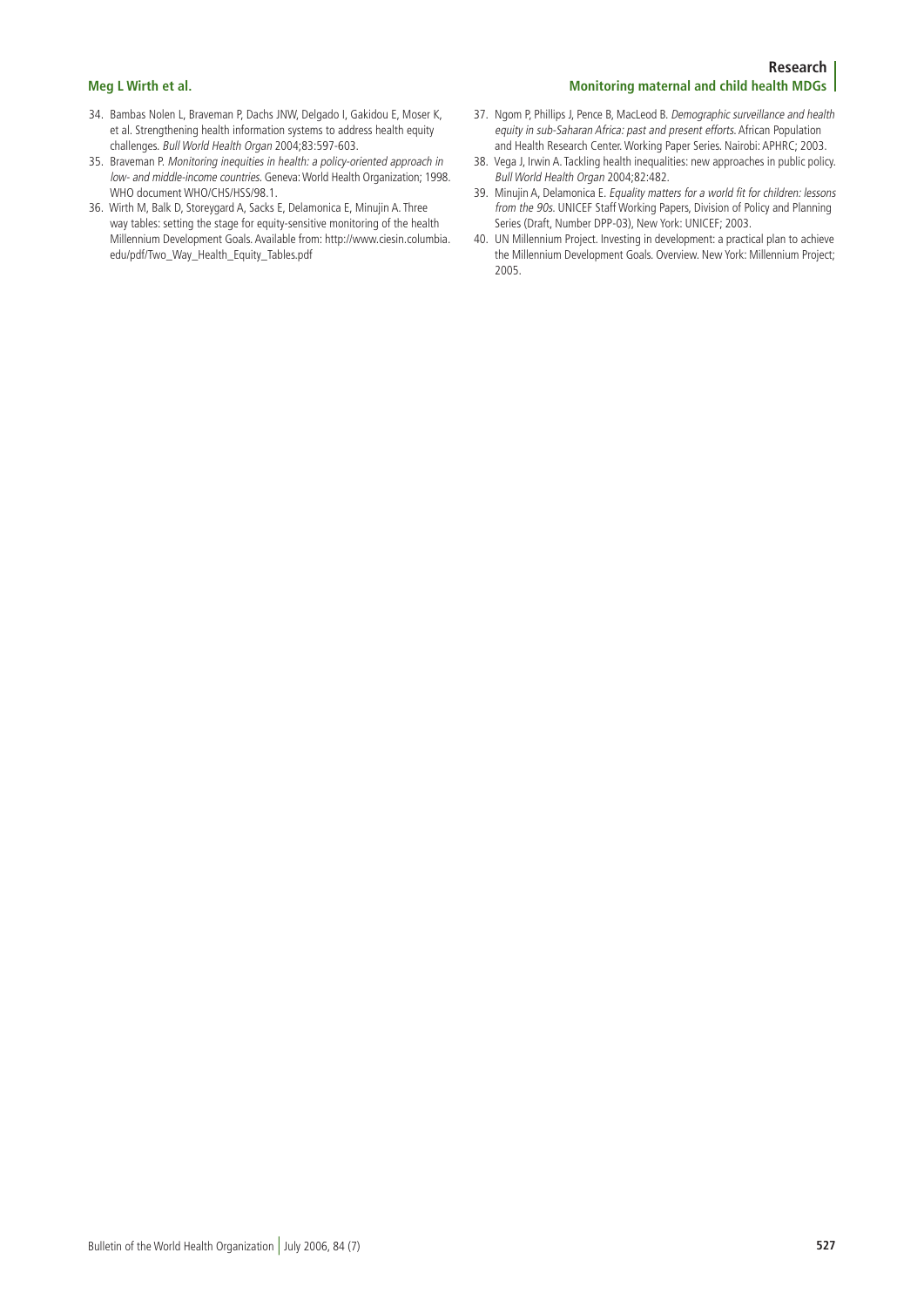34. Bambas Nolen L, Braveman P, Dachs JNW, Delgado I, Gakidou E, Moser K, et al. Strengthening health information systems to address health equity challenges. *Bull World Health Organ* 2004;83:597-603.
35. Braveman P. *Monitoring inequities in health: a policy-oriented approach in low- and middle-income countries*. Geneva: World Health Organization; 1998. WHO document WHO/CHS/HSS/98.1.
36. Wirth M, Balk D, Storeygard A, Sacks E, Delamonica E, Minujin A. Three way tables: setting the stage for equity-sensitive monitoring of the health Millennium Development Goals. Available from: http://www.ciesin.columbia.edu/pdf/Two_Way_Health_Equity_Tables.pdf
37. Ngom P, Phillips J, Pence B, MacLeod B. *Demographic surveillance and health equity in sub-Saharan Africa: past and present efforts*. African Population and Health Research Center. Working Paper Series. Nairobi: APHRC; 2003.
38. Vega J, Irwin A. Tackling health inequalities: new approaches in public policy. *Bull World Health Organ* 2004;82:482.
39. Minujin A, Delamonica E. *Equality matters for a world fit for children: lessons from the 90s*. UNICEF Staff Working Papers, Division of Policy and Planning Series (Draft, Number DPP-03), New York: UNICEF; 2003.
40. UN Millennium Project. Investing in development: a practical plan to achieve the Millennium Development Goals. Overview. New York: Millennium Project; 2005.